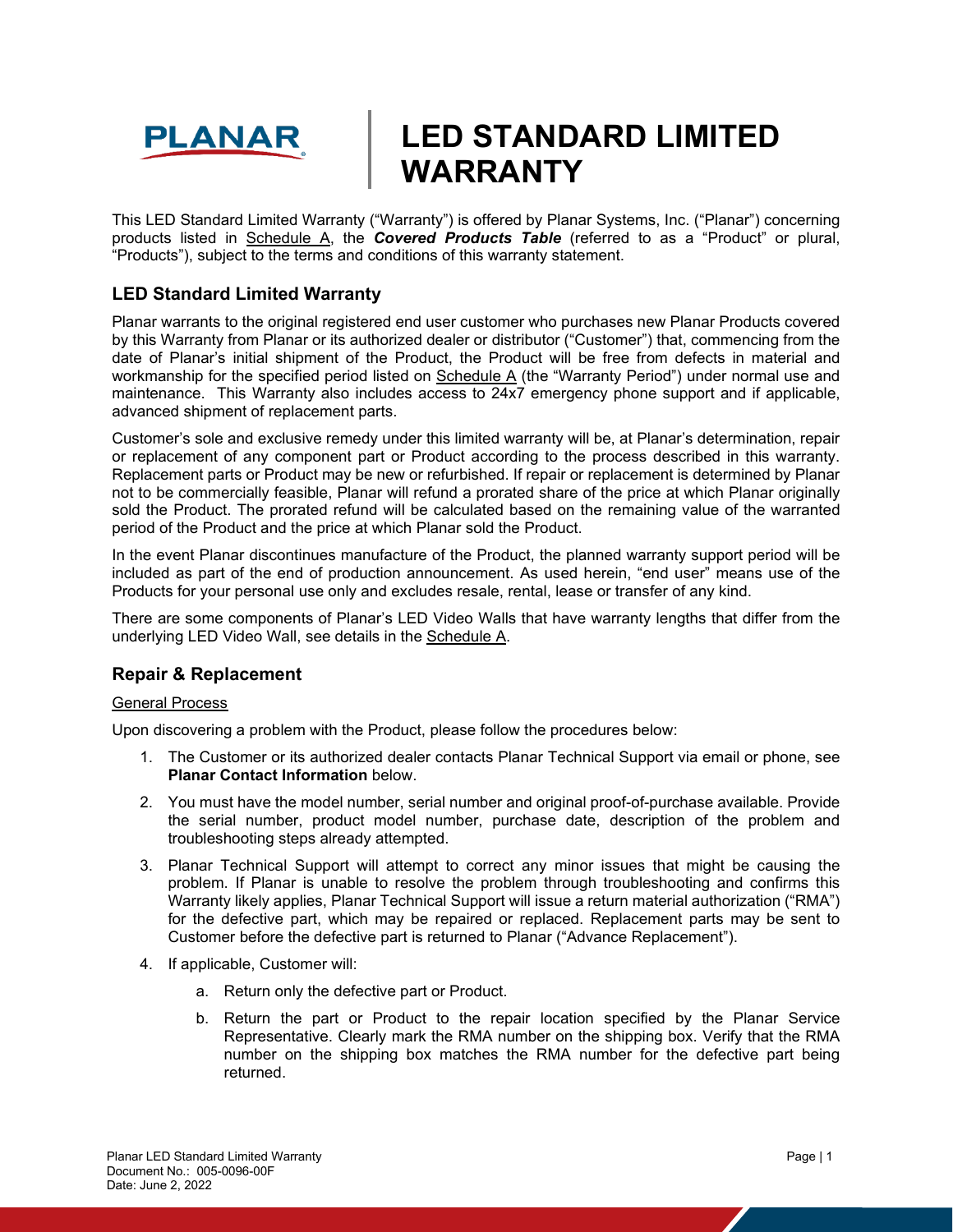# LED STANDARD LIMITED WARRANTY

This LED Standard Limited Warranty ("Warranty") is offered by Planar Systems, Inc. ("Planar") concerning products listed in Schedule A, the ***Covered Products Table*** (referred to as a "Product" or plural, "Products"), subject to the terms and conditions of this warranty statement.

## LED Standard Limited Warranty

Planar warrants to the original registered end user customer who purchases new Planar Products covered by this Warranty from Planar or its authorized dealer or distributor ("Customer") that, commencing from the date of Planar's initial shipment of the Product, the Product will be free from defects in material and workmanship for the specified period listed on Schedule A (the "Warranty Period") under normal use and maintenance. This Warranty also includes access to 24x7 emergency phone support and if applicable, advanced shipment of replacement parts.

Customer's sole and exclusive remedy under this limited warranty will be, at Planar's determination, repair or replacement of any component part or Product according to the process described in this warranty. Replacement parts or Product may be new or refurbished. If repair or replacement is determined by Planar not to be commercially feasible, Planar will refund a prorated share of the price at which Planar originally sold the Product. The prorated refund will be calculated based on the remaining value of the warranted period of the Product and the price at which Planar sold the Product.

In the event Planar discontinues manufacture of the Product, the planned warranty support period will be included as part of the end of production announcement. As used herein, "end user" means use of the Products for your personal use only and excludes resale, rental, lease or transfer of any kind.

There are some components of Planar's LED Video Walls that have warranty lengths that differ from the underlying LED Video Wall, see details in the Schedule A.

## Repair & Replacement

### General Process

Upon discovering a problem with the Product, please follow the procedures below:

1. The Customer or its authorized dealer contacts Planar Technical Support via email or phone, see **Planar Contact Information** below.
2. You must have the model number, serial number and original proof-of-purchase available. Provide the serial number, product model number, purchase date, description of the problem and troubleshooting steps already attempted.
3. Planar Technical Support will attempt to correct any minor issues that might be causing the problem. If Planar is unable to resolve the problem through troubleshooting and confirms this Warranty likely applies, Planar Technical Support will issue a return material authorization ("RMA") for the defective part, which may be repaired or replaced. Replacement parts may be sent to Customer before the defective part is returned to Planar ("Advance Replacement").
4. If applicable, Customer will:
   a. Return only the defective part or Product.
   b. Return the part or Product to the repair location specified by the Planar Service Representative. Clearly mark the RMA number on the shipping box. Verify that the RMA number on the shipping box matches the RMA number for the defective part being returned.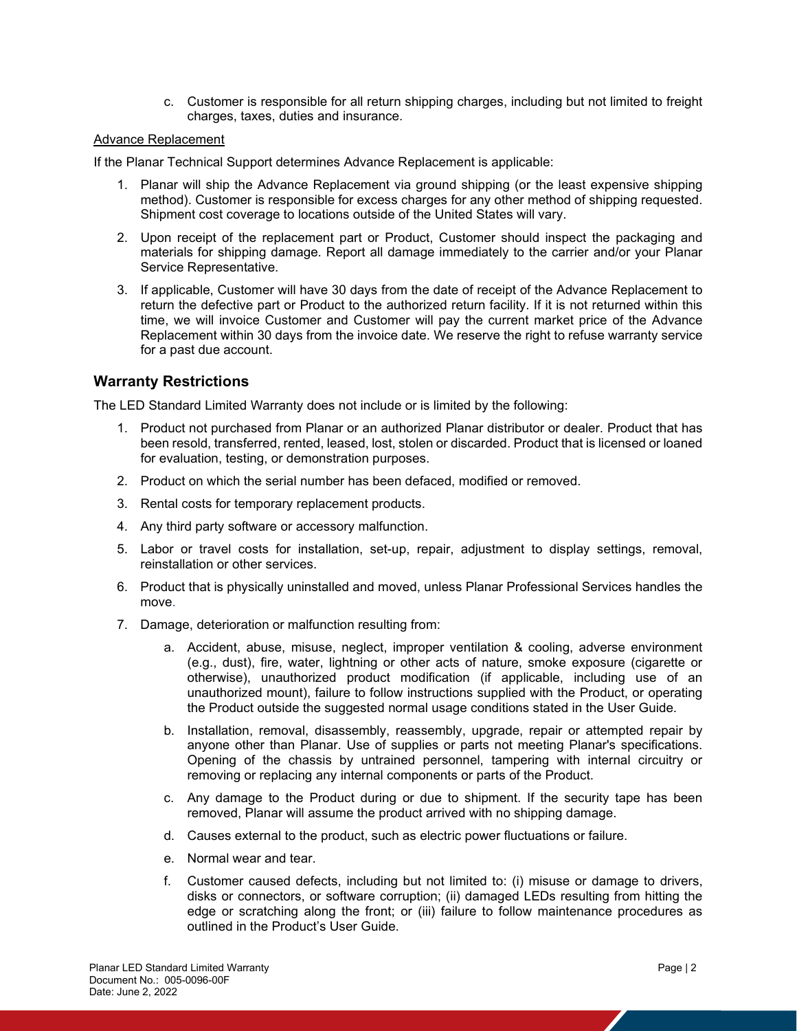c. Customer is responsible for all return shipping charges, including but not limited to freight charges, taxes, duties and insurance.

Advance Replacement

If the Planar Technical Support determines Advance Replacement is applicable:

1. Planar will ship the Advance Replacement via ground shipping (or the least expensive shipping method). Customer is responsible for excess charges for any other method of shipping requested. Shipment cost coverage to locations outside of the United States will vary.
2. Upon receipt of the replacement part or Product, Customer should inspect the packaging and materials for shipping damage. Report all damage immediately to the carrier and/or your Planar Service Representative.
3. If applicable, Customer will have 30 days from the date of receipt of the Advance Replacement to return the defective part or Product to the authorized return facility. If it is not returned within this time, we will invoice Customer and Customer will pay the current market price of the Advance Replacement within 30 days from the invoice date. We reserve the right to refuse warranty service for a past due account.

## Warranty Restrictions

The LED Standard Limited Warranty does not include or is limited by the following:

1. Product not purchased from Planar or an authorized Planar distributor or dealer. Product that has been resold, transferred, rented, leased, lost, stolen or discarded. Product that is licensed or loaned for evaluation, testing, or demonstration purposes.
2. Product on which the serial number has been defaced, modified or removed.
3. Rental costs for temporary replacement products.
4. Any third party software or accessory malfunction.
5. Labor or travel costs for installation, set-up, repair, adjustment to display settings, removal, reinstallation or other services.
6. Product that is physically uninstalled and moved, unless Planar Professional Services handles the move.
7. Damage, deterioration or malfunction resulting from:
    a. Accident, abuse, misuse, neglect, improper ventilation & cooling, adverse environment (e.g., dust), fire, water, lightning or other acts of nature, smoke exposure (cigarette or otherwise), unauthorized product modification (if applicable, including use of an unauthorized mount), failure to follow instructions supplied with the Product, or operating the Product outside the suggested normal usage conditions stated in the User Guide.
    b. Installation, removal, disassembly, reassembly, upgrade, repair or attempted repair by anyone other than Planar. Use of supplies or parts not meeting Planar's specifications. Opening of the chassis by untrained personnel, tampering with internal circuitry or removing or replacing any internal components or parts of the Product.
    c. Any damage to the Product during or due to shipment. If the security tape has been removed, Planar will assume the product arrived with no shipping damage.
    d. Causes external to the product, such as electric power fluctuations or failure.
    e. Normal wear and tear.
    f. Customer caused defects, including but not limited to: (i) misuse or damage to drivers, disks or connectors, or software corruption; (ii) damaged LEDs resulting from hitting the edge or scratching along the front; or (iii) failure to follow maintenance procedures as outlined in the Product's User Guide.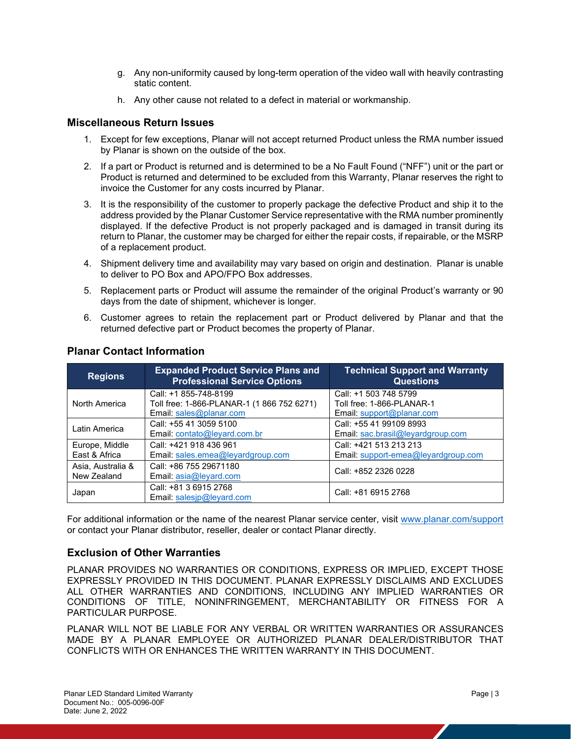g. Any non-uniformity caused by long-term operation of the video wall with heavily contrasting static content.

h. Any other cause not related to a defect in material or workmanship.

## Miscellaneous Return Issues

1. Except for few exceptions, Planar will not accept returned Product unless the RMA number issued by Planar is shown on the outside of the box.
2. If a part or Product is returned and is determined to be a No Fault Found ("NFF") unit or the part or Product is returned and determined to be excluded from this Warranty, Planar reserves the right to invoice the Customer for any costs incurred by Planar.
3. It is the responsibility of the customer to properly package the defective Product and ship it to the address provided by the Planar Customer Service representative with the RMA number prominently displayed. If the defective Product is not properly packaged and is damaged in transit during its return to Planar, the customer may be charged for either the repair costs, if repairable, or the MSRP of a replacement product.
4. Shipment delivery time and availability may vary based on origin and destination. Planar is unable to deliver to PO Box and APO/FPO Box addresses.
5. Replacement parts or Product will assume the remainder of the original Product's warranty or 90 days from the date of shipment, whichever is longer.
6. Customer agrees to retain the replacement part or Product delivered by Planar and that the returned defective part or Product becomes the property of Planar.

## Planar Contact Information

| Regions | Expanded Product Service Plans and Professional Service Options | Technical Support and Warranty Questions |
|---|---|---|
| North America | Call: +1 855-748-8199<br>Toll free: 1-866-PLANAR-1 (1 866 752 6271)<br>Email: sales@planar.com | Call: +1 503 748 5799<br>Toll free: 1-866-PLANAR-1<br>Email: support@planar.com |
| Latin America | Call: +55 41 3059 5100<br>Email: contato@leyard.com.br | Call: +55 41 99109 8993<br>Email: sac.brasil@leyardgroup.com |
| Europe, Middle East & Africa | Call: +421 918 436 961<br>Email: sales.emea@leyardgroup.com | Call: +421 513 213 213<br>Email: support-emea@leyardgroup.com |
| Asia, Australia & New Zealand | Call: +86 755 29671180<br>Email: asia@leyard.com | Call: +852 2326 0228 |
| Japan | Call: +81 3 6915 2768<br>Email: salesjp@leyard.com | Call: +81 6915 2768 |

For additional information or the name of the nearest Planar service center, visit www.planar.com/support or contact your Planar distributor, reseller, dealer or contact Planar directly.

## Exclusion of Other Warranties

PLANAR PROVIDES NO WARRANTIES OR CONDITIONS, EXPRESS OR IMPLIED, EXCEPT THOSE EXPRESSLY PROVIDED IN THIS DOCUMENT. PLANAR EXPRESSLY DISCLAIMS AND EXCLUDES ALL OTHER WARRANTIES AND CONDITIONS, INCLUDING ANY IMPLIED WARRANTIES OR CONDITIONS OF TITLE, NONINFRINGEMENT, MERCHANTABILITY OR FITNESS FOR A PARTICULAR PURPOSE.

PLANAR WILL NOT BE LIABLE FOR ANY VERBAL OR WRITTEN WARRANTIES OR ASSURANCES MADE BY A PLANAR EMPLOYEE OR AUTHORIZED PLANAR DEALER/DISTRIBUTOR THAT CONFLICTS WITH OR ENHANCES THE WRITTEN WARRANTY IN THIS DOCUMENT.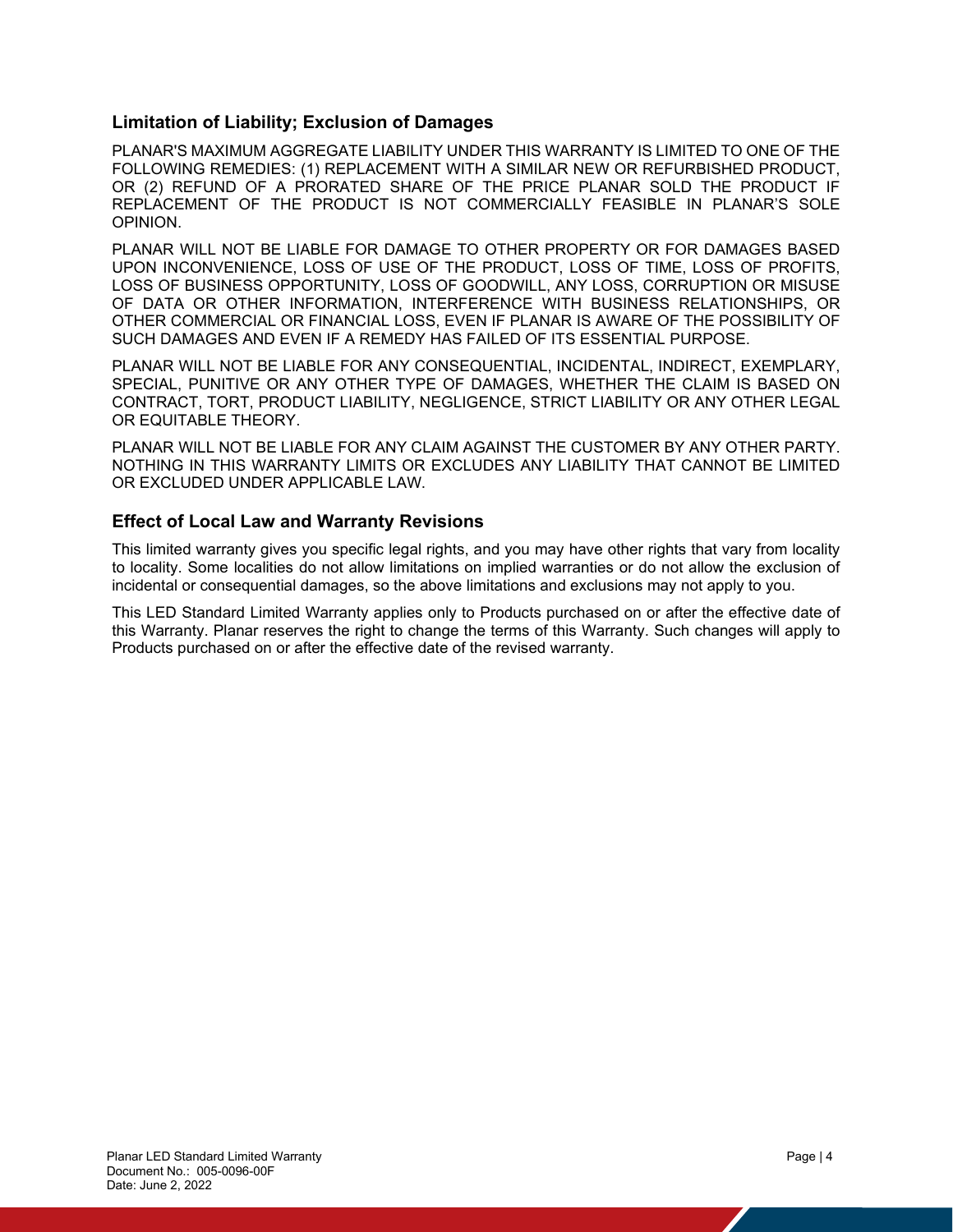## Limitation of Liability; Exclusion of Damages

PLANAR'S MAXIMUM AGGREGATE LIABILITY UNDER THIS WARRANTY IS LIMITED TO ONE OF THE FOLLOWING REMEDIES: (1) REPLACEMENT WITH A SIMILAR NEW OR REFURBISHED PRODUCT, OR (2) REFUND OF A PRORATED SHARE OF THE PRICE PLANAR SOLD THE PRODUCT IF REPLACEMENT OF THE PRODUCT IS NOT COMMERCIALLY FEASIBLE IN PLANAR'S SOLE OPINION.

PLANAR WILL NOT BE LIABLE FOR DAMAGE TO OTHER PROPERTY OR FOR DAMAGES BASED UPON INCONVENIENCE, LOSS OF USE OF THE PRODUCT, LOSS OF TIME, LOSS OF PROFITS, LOSS OF BUSINESS OPPORTUNITY, LOSS OF GOODWILL, ANY LOSS, CORRUPTION OR MISUSE OF DATA OR OTHER INFORMATION, INTERFERENCE WITH BUSINESS RELATIONSHIPS, OR OTHER COMMERCIAL OR FINANCIAL LOSS, EVEN IF PLANAR IS AWARE OF THE POSSIBILITY OF SUCH DAMAGES AND EVEN IF A REMEDY HAS FAILED OF ITS ESSENTIAL PURPOSE.

PLANAR WILL NOT BE LIABLE FOR ANY CONSEQUENTIAL, INCIDENTAL, INDIRECT, EXEMPLARY, SPECIAL, PUNITIVE OR ANY OTHER TYPE OF DAMAGES, WHETHER THE CLAIM IS BASED ON CONTRACT, TORT, PRODUCT LIABILITY, NEGLIGENCE, STRICT LIABILITY OR ANY OTHER LEGAL OR EQUITABLE THEORY.

PLANAR WILL NOT BE LIABLE FOR ANY CLAIM AGAINST THE CUSTOMER BY ANY OTHER PARTY. NOTHING IN THIS WARRANTY LIMITS OR EXCLUDES ANY LIABILITY THAT CANNOT BE LIMITED OR EXCLUDED UNDER APPLICABLE LAW.

## Effect of Local Law and Warranty Revisions

This limited warranty gives you specific legal rights, and you may have other rights that vary from locality to locality. Some localities do not allow limitations on implied warranties or do not allow the exclusion of incidental or consequential damages, so the above limitations and exclusions may not apply to you.

This LED Standard Limited Warranty applies only to Products purchased on or after the effective date of this Warranty. Planar reserves the right to change the terms of this Warranty. Such changes will apply to Products purchased on or after the effective date of the revised warranty.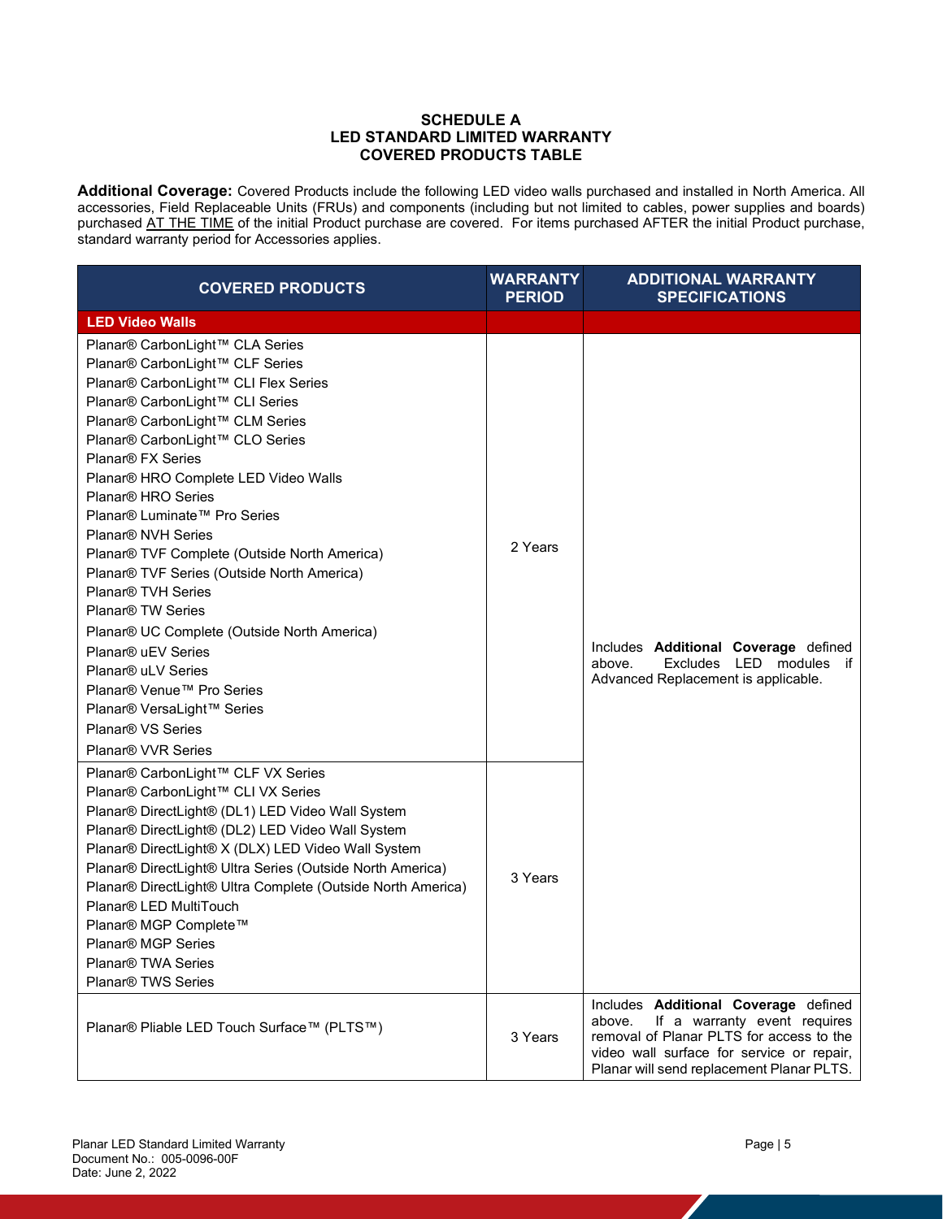**SCHEDULE A**
**LED STANDARD LIMITED WARRANTY**
**COVERED PRODUCTS TABLE**

**Additional Coverage:** Covered Products include the following LED video walls purchased and installed in North America. All accessories, Field Replaceable Units (FRUs) and components (including but not limited to cables, power supplies and boards) purchased AT THE TIME of the initial Product purchase are covered. For items purchased AFTER the initial Product purchase, standard warranty period for Accessories applies.

| COVERED PRODUCTS | WARRANTY PERIOD | ADDITIONAL WARRANTY SPECIFICATIONS |
|---|---|---|
| **LED Video Walls** | | |
| Planar® CarbonLight™ CLA Series<br>Planar® CarbonLight™ CLF Series<br>Planar® CarbonLight™ CLI Flex Series<br>Planar® CarbonLight™ CLI Series<br>Planar® CarbonLight™ CLM Series<br>Planar® CarbonLight™ CLO Series<br>Planar® FX Series<br>Planar® HRO Complete LED Video Walls<br>Planar® HRO Series<br>Planar® Luminate™ Pro Series<br>Planar® NVH Series<br>Planar® TVF Complete (Outside North America)<br>Planar® TVF Series (Outside North America)<br>Planar® TVH Series<br>Planar® TW Series<br>Planar® UC Complete (Outside North America)<br>Planar® uEV Series<br>Planar® uLV Series<br>Planar® Venue™ Pro Series<br>Planar® VersaLight™ Series<br>Planar® VS Series<br>Planar® VVR Series | 2 Years | Includes **Additional Coverage** defined above. Excludes LED modules if Advanced Replacement is applicable. |
| Planar® CarbonLight™ CLF VX Series<br>Planar® CarbonLight™ CLI VX Series<br>Planar® DirectLight® (DL1) LED Video Wall System<br>Planar® DirectLight® (DL2) LED Video Wall System<br>Planar® DirectLight® X (DLX) LED Video Wall System<br>Planar® DirectLight® Ultra Series (Outside North America)<br>Planar® DirectLight® Ultra Complete (Outside North America)<br>Planar® LED MultiTouch<br>Planar® MGP Complete™<br>Planar® MGP Series<br>Planar® TWA Series<br>Planar® TWS Series | 3 Years | |
| Planar® Pliable LED Touch Surface™ (PLTS™) | 3 Years | Includes **Additional Coverage** defined above. If a warranty event requires removal of Planar PLTS for access to the video wall surface for service or repair, Planar will send replacement Planar PLTS. |

Planar LED Standard Limited Warranty
Document No.: 005-0096-00F
Date: June 2, 2022